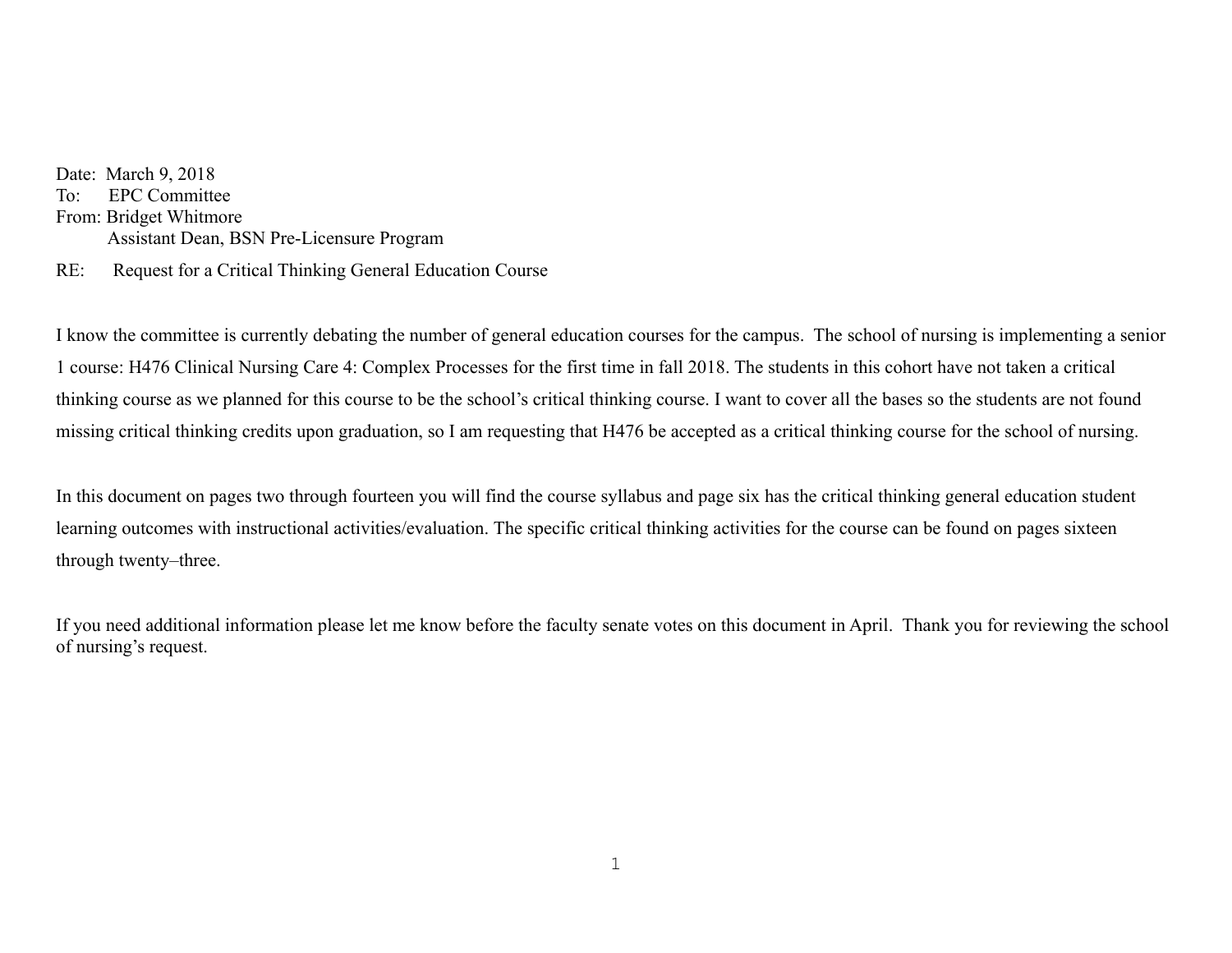Date: March 9, 2018
To: EPC Committee
From: Bridget Whitmore
Assistant Dean, BSN Pre-Licensure Program

RE: Request for a Critical Thinking General Education Course

I know the committee is currently debating the number of general education courses for the campus. The school of nursing is implementing a senior 1 course: H476 Clinical Nursing Care 4: Complex Processes for the first time in fall 2018. The students in this cohort have not taken a critical thinking course as we planned for this course to be the school's critical thinking course. I want to cover all the bases so the students are not found missing critical thinking credits upon graduation, so I am requesting that H476 be accepted as a critical thinking course for the school of nursing.

In this document on pages two through fourteen you will find the course syllabus and page six has the critical thinking general education student learning outcomes with instructional activities/evaluation. The specific critical thinking activities for the course can be found on pages sixteen through twenty–three.

If you need additional information please let me know before the faculty senate votes on this document in April. Thank you for reviewing the school of nursing's request.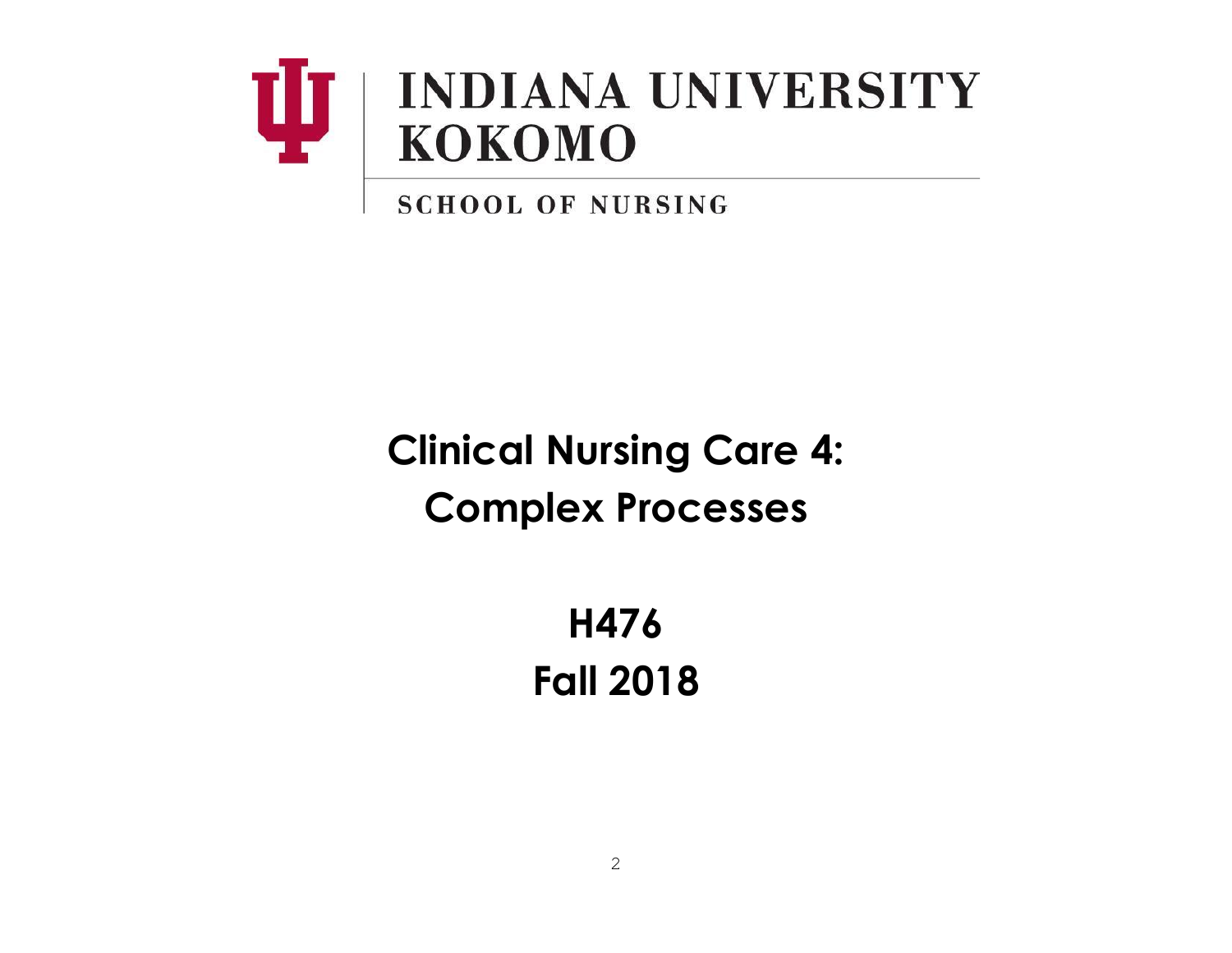INDIANA UNIVERSITY
KOKOMO

SCHOOL OF NURSING

# Clinical Nursing Care 4: Complex Processes

# H476
# Fall 2018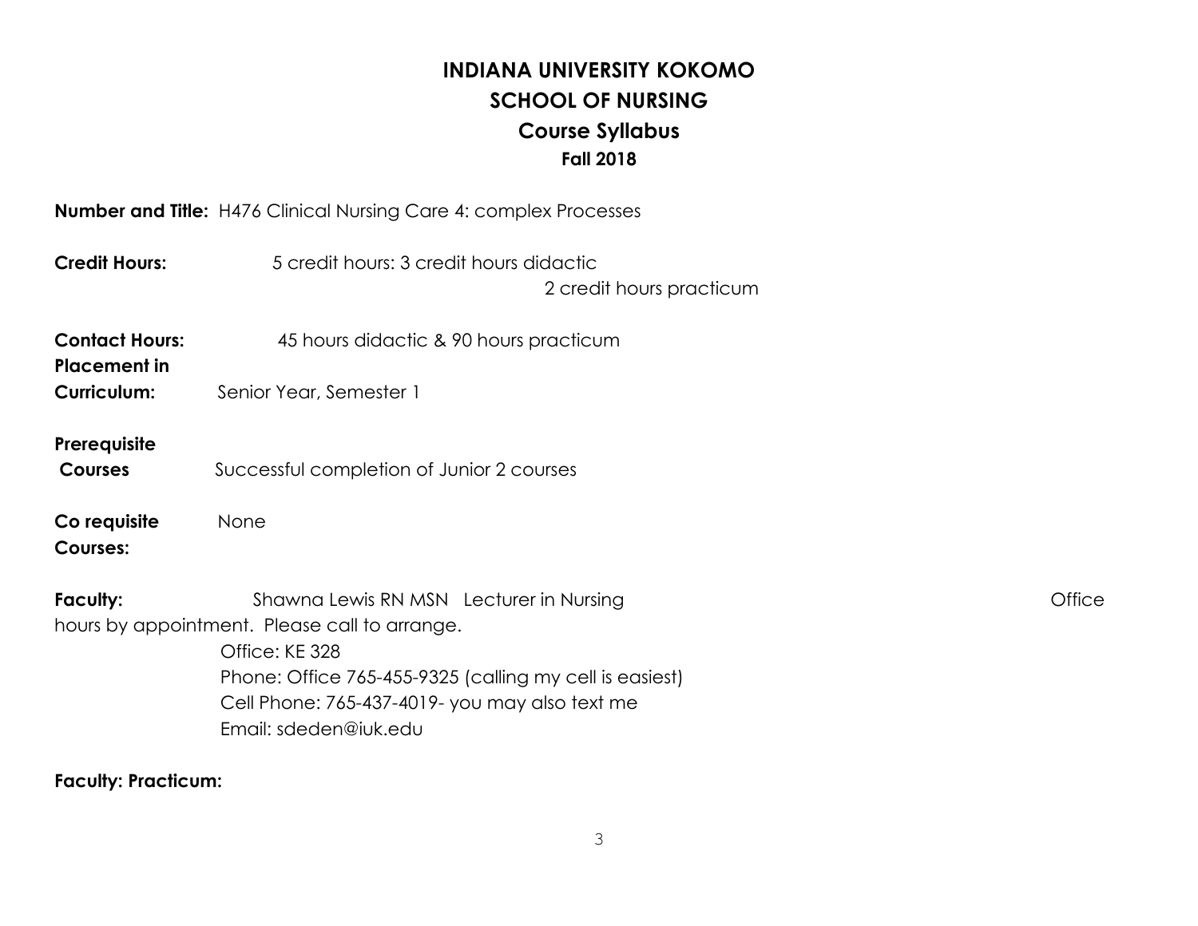# INDIANA UNIVERSITY KOKOMO
## SCHOOL OF NURSING
### Course Syllabus
**Fall 2018**

**Number and Title:** H476 Clinical Nursing Care 4: complex Processes

**Credit Hours:** 5 credit hours: 3 credit hours didactic
2 credit hours practicum

**Contact Hours:** 45 hours didactic & 90 hours practicum

**Placement in Curriculum:** Senior Year, Semester 1

**Prerequisite Courses** Successful completion of Junior 2 courses

**Co requisite Courses:** None

**Faculty:** Shawna Lewis RN MSN Lecturer in Nursing Office hours by appointment. Please call to arrange.
Office: KE 328
Phone: Office 765-455-9325 (calling my cell is easiest)
Cell Phone: 765-437-4019- you may also text me
Email: sdeden@iuk.edu

**Faculty: Practicum:**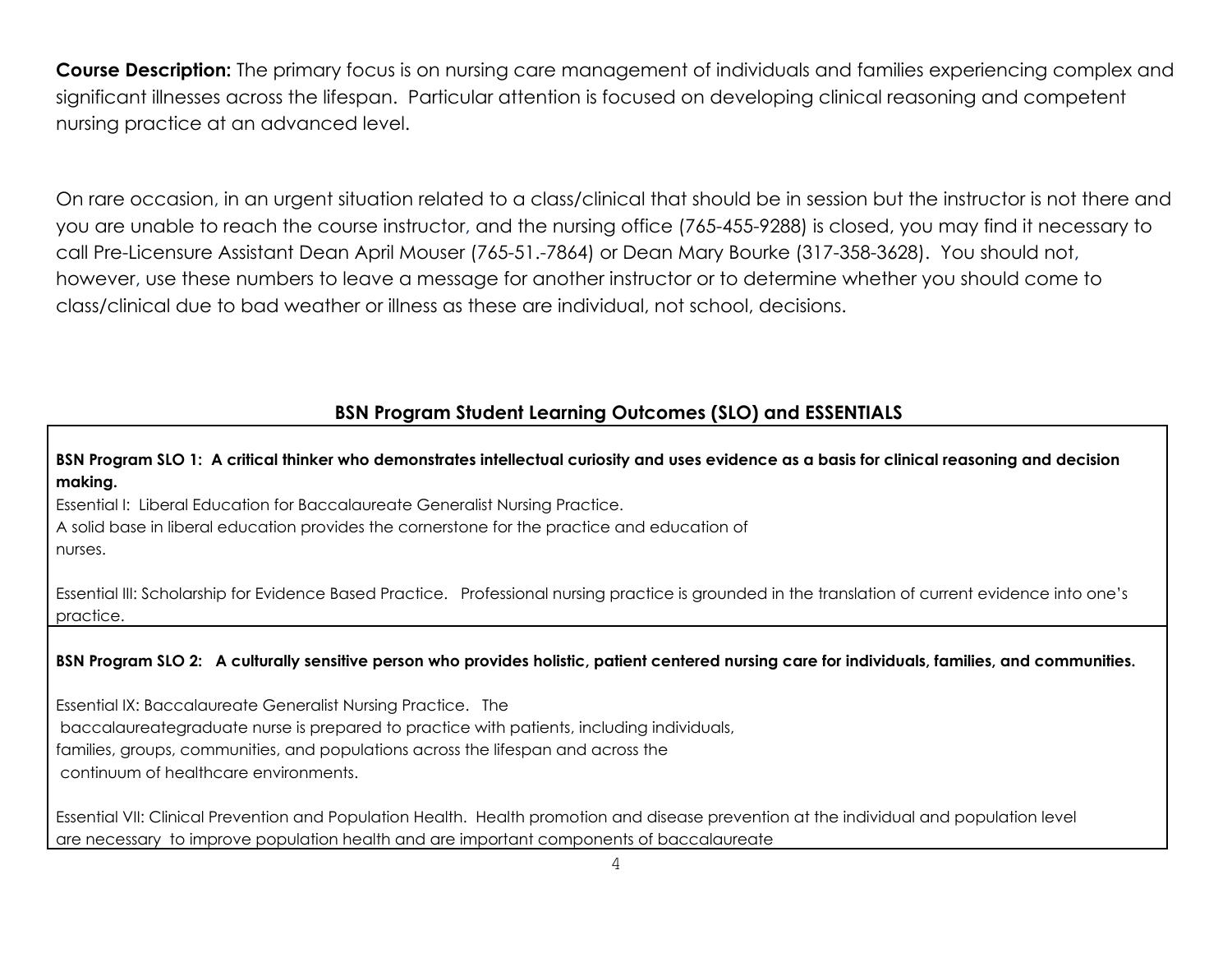**Course Description:** The primary focus is on nursing care management of individuals and families experiencing complex and significant illnesses across the lifespan. Particular attention is focused on developing clinical reasoning and competent nursing practice at an advanced level.

On rare occasion, in an urgent situation related to a class/clinical that should be in session but the instructor is not there and you are unable to reach the course instructor, and the nursing office (765-455-9288) is closed, you may find it necessary to call Pre-Licensure Assistant Dean April Mouser (765-51.-7864) or Dean Mary Bourke (317-358-3628). You should not, however, use these numbers to leave a message for another instructor or to determine whether you should come to class/clinical due to bad weather or illness as these are individual, not school, decisions.

## BSN Program Student Learning Outcomes (SLO) and ESSENTIALS

**BSN Program SLO 1: A critical thinker who demonstrates intellectual curiosity and uses evidence as a basis for clinical reasoning and decision making.**

Essential I: Liberal Education for Baccalaureate Generalist Nursing Practice.
A solid base in liberal education provides the cornerstone for the practice and education of nurses.

Essential III: Scholarship for Evidence Based Practice. Professional nursing practice is grounded in the translation of current evidence into one's practice.

**BSN Program SLO 2: A culturally sensitive person who provides holistic, patient centered nursing care for individuals, families, and communities.**

Essential IX: Baccalaureate Generalist Nursing Practice. The baccalaureategraduate nurse is prepared to practice with patients, including individuals, families, groups, communities, and populations across the lifespan and across the continuum of healthcare environments.

Essential VII: Clinical Prevention and Population Health. Health promotion and disease prevention at the individual and population level are necessary to improve population health and are important components of baccalaureate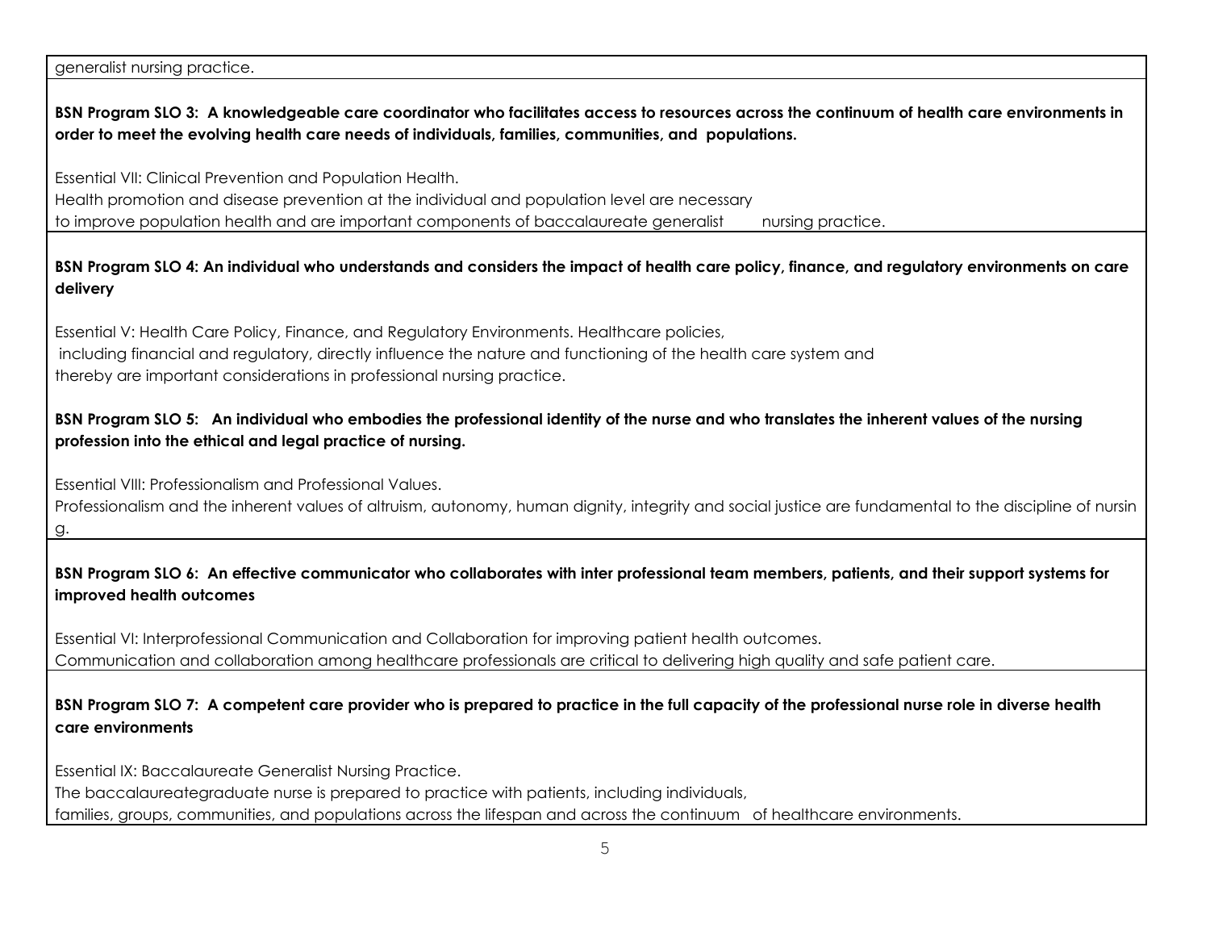generalist nursing practice.

**BSN Program SLO 3: A knowledgeable care coordinator who facilitates access to resources across the continuum of health care environments in order to meet the evolving health care needs of individuals, families, communities, and populations.**

Essential VII: Clinical Prevention and Population Health.
Health promotion and disease prevention at the individual and population level are necessary to improve population health and are important components of baccalaureate generalist nursing practice.

**BSN Program SLO 4: An individual who understands and considers the impact of health care policy, finance, and regulatory environments on care delivery**

Essential V: Health Care Policy, Finance, and Regulatory Environments. Healthcare policies, including financial and regulatory, directly influence the nature and functioning of the health care system and thereby are important considerations in professional nursing practice.

**BSN Program SLO 5: An individual who embodies the professional identity of the nurse and who translates the inherent values of the nursing profession into the ethical and legal practice of nursing.**

Essential VIII: Professionalism and Professional Values.
Professionalism and the inherent values of altruism, autonomy, human dignity, integrity and social justice are fundamental to the discipline of nursing.

**BSN Program SLO 6: An effective communicator who collaborates with inter professional team members, patients, and their support systems for improved health outcomes**

Essential VI: Interprofessional Communication and Collaboration for improving patient health outcomes.
Communication and collaboration among healthcare professionals are critical to delivering high quality and safe patient care.

**BSN Program SLO 7: A competent care provider who is prepared to practice in the full capacity of the professional nurse role in diverse health care environments**

Essential IX: Baccalaureate Generalist Nursing Practice.
The baccalaureategraduate nurse is prepared to practice with patients, including individuals, families, groups, communities, and populations across the lifespan and across the continuum of healthcare environments.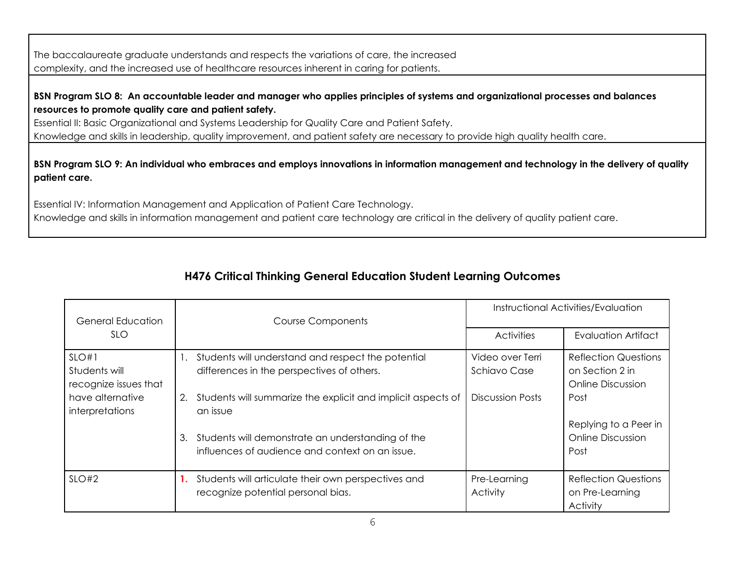The baccalaureate graduate understands and respects the variations of care, the increased complexity, and the increased use of healthcare resources inherent in caring for patients.

**BSN Program SLO 8: An accountable leader and manager who applies principles of systems and organizational processes and balances resources to promote quality care and patient safety.**

Essential II: Basic Organizational and Systems Leadership for Quality Care and Patient Safety.
Knowledge and skills in leadership, quality improvement, and patient safety are necessary to provide high quality health care.

**BSN Program SLO 9: An individual who embraces and employs innovations in information management and technology in the delivery of quality patient care.**

Essential IV: Information Management and Application of Patient Care Technology.
Knowledge and skills in information management and patient care technology are critical in the delivery of quality patient care.

## H476 Critical Thinking General Education Student Learning Outcomes

| General Education SLO | Course Components | Instructional Activities/Evaluation | |
|---|---|---|---|
| | | Activities | Evaluation Artifact |
| SLO#1<br>Students will recognize issues that have alternative interpretations | 1. Students will understand and respect the potential differences in the perspectives of others.<br><br>2. Students will summarize the explicit and implicit aspects of an issue<br><br>3. Students will demonstrate an understanding of the influences of audience and context on an issue. | Video over Terri Schiavo Case<br><br>Discussion Posts | Reflection Questions on Section 2 in Online Discussion Post<br><br>Replying to a Peer in Online Discussion Post |
| SLO#2 | 1. Students will articulate their own perspectives and recognize potential personal bias. | Pre-Learning Activity | Reflection Questions on Pre-Learning Activity |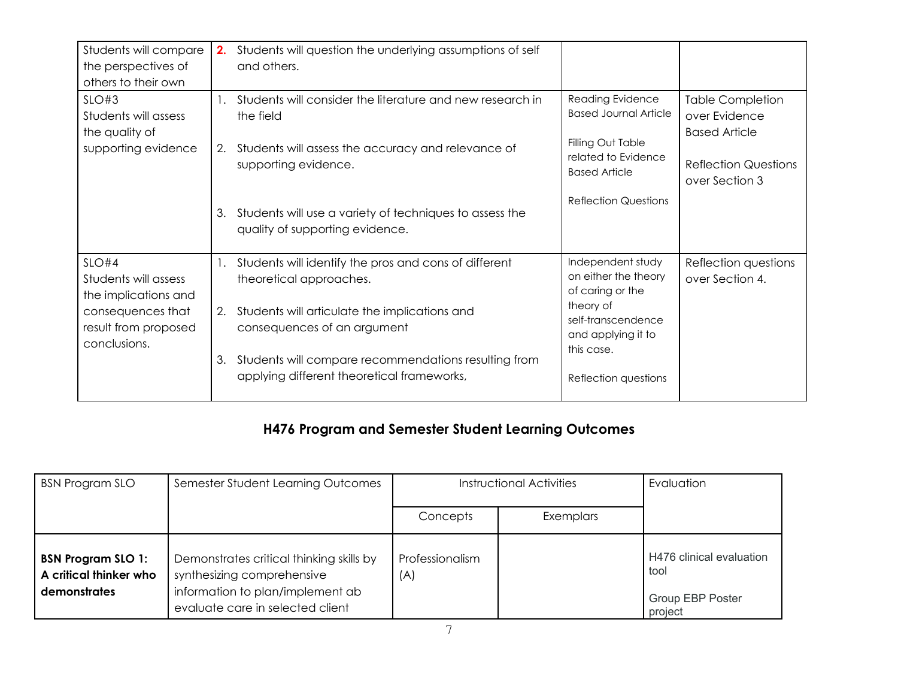| | | | |
|---|---|---|---|
| Students will compare the perspectives of others to their own | **2.** Students will question the underlying assumptions of self and others. | | |
| SLO#3<br>Students will assess the quality of supporting evidence | 1. Students will consider the literature and new research in the field<br><br>2. Students will assess the accuracy and relevance of supporting evidence.<br><br>3. Students will use a variety of techniques to assess the quality of supporting evidence. | Reading Evidence Based Journal Article<br><br>Filling Out Table related to Evidence Based Article<br><br>Reflection Questions | Table Completion over Evidence Based Article<br><br>Reflection Questions over Section 3 |
| SLO#4<br>Students will assess the implications and consequences that result from proposed conclusions. | 1. Students will identify the pros and cons of different theoretical approaches.<br><br>2. Students will articulate the implications and consequences of an argument<br><br>3. Students will compare recommendations resulting from applying different theoretical frameworks, | Independent study on either the theory of caring or the theory of self-transcendence and applying it to this case.<br><br>Reflection questions | Reflection questions over Section 4. |

## H476 Program and Semester Student Learning Outcomes

| BSN Program SLO | Semester Student Learning Outcomes | Instructional Activities | | Evaluation |
|---|---|---|---|---|
| | | Concepts | Exemplars | |
| **BSN Program SLO 1: A critical thinker who demonstrates** | Demonstrates critical thinking skills by synthesizing comprehensive information to plan/implement ab evaluate care in selected client | Professionalism (A) | | H476 clinical evaluation tool<br><br>Group EBP Poster project |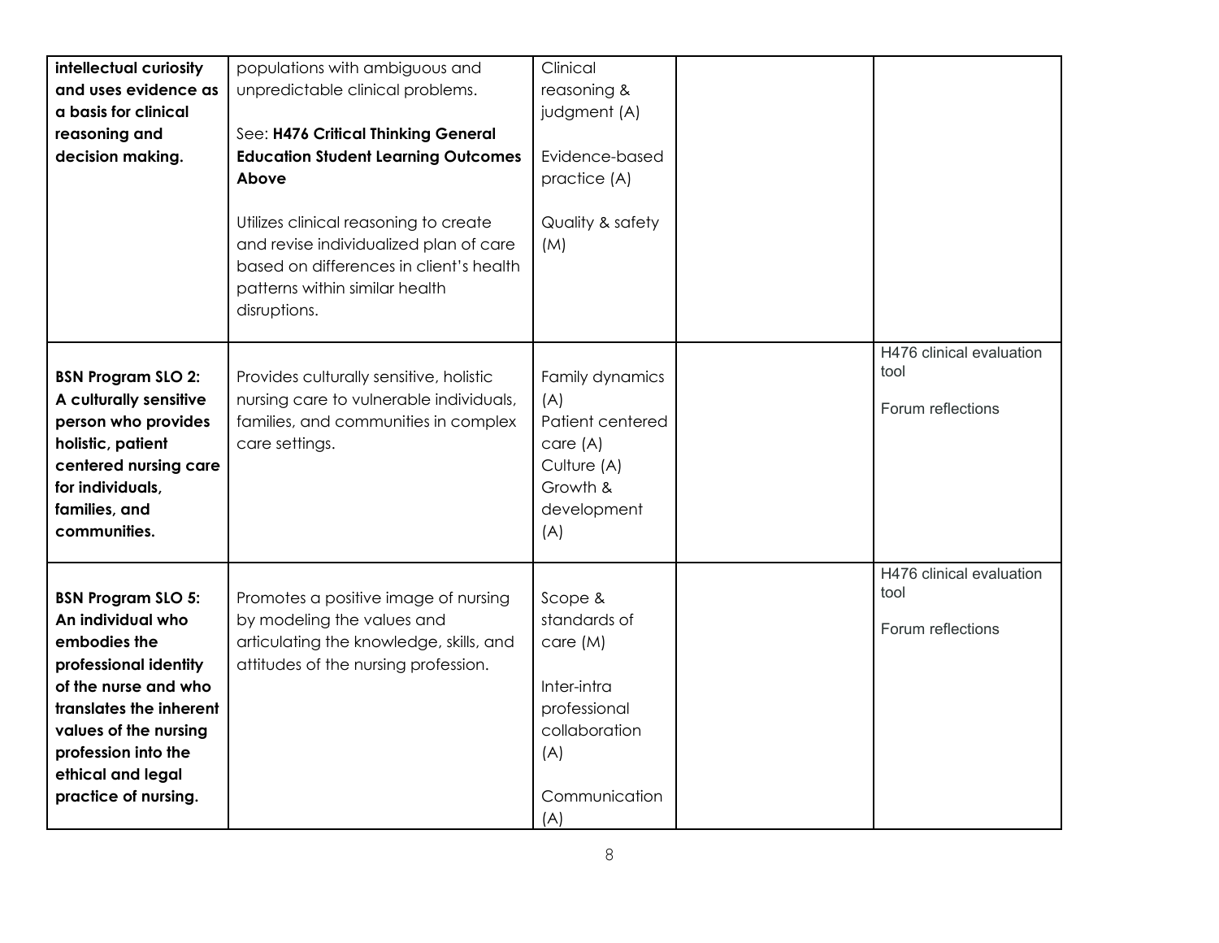| | | | | |
|---|---|---|---|---|
| **intellectual curiosity and uses evidence as a basis for clinical reasoning and decision making.** | populations with ambiguous and unpredictable clinical problems.<br><br>See: **H476 Critical Thinking General Education Student Learning Outcomes Above**<br><br>Utilizes clinical reasoning to create and revise individualized plan of care based on differences in client's health patterns within similar health disruptions. | Clinical reasoning & judgment (A)<br><br>Evidence-based practice (A)<br><br>Quality & safety (M) | | |
| **BSN Program SLO 2: A culturally sensitive person who provides holistic, patient centered nursing care for individuals, families, and communities.** | Provides culturally sensitive, holistic nursing care to vulnerable individuals, families, and communities in complex care settings. | Family dynamics (A)<br>Patient centered care (A)<br>Culture (A)<br>Growth & development (A) | | H476 clinical evaluation tool<br><br>Forum reflections |
| **BSN Program SLO 5: An individual who embodies the professional identity of the nurse and who translates the inherent values of the nursing profession into the ethical and legal practice of nursing.** | Promotes a positive image of nursing by modeling the values and articulating the knowledge, skills, and attitudes of the nursing profession. | Scope & standards of care (M)<br><br>Inter-intra professional collaboration (A)<br><br>Communication (A) | | H476 clinical evaluation tool<br><br>Forum reflections |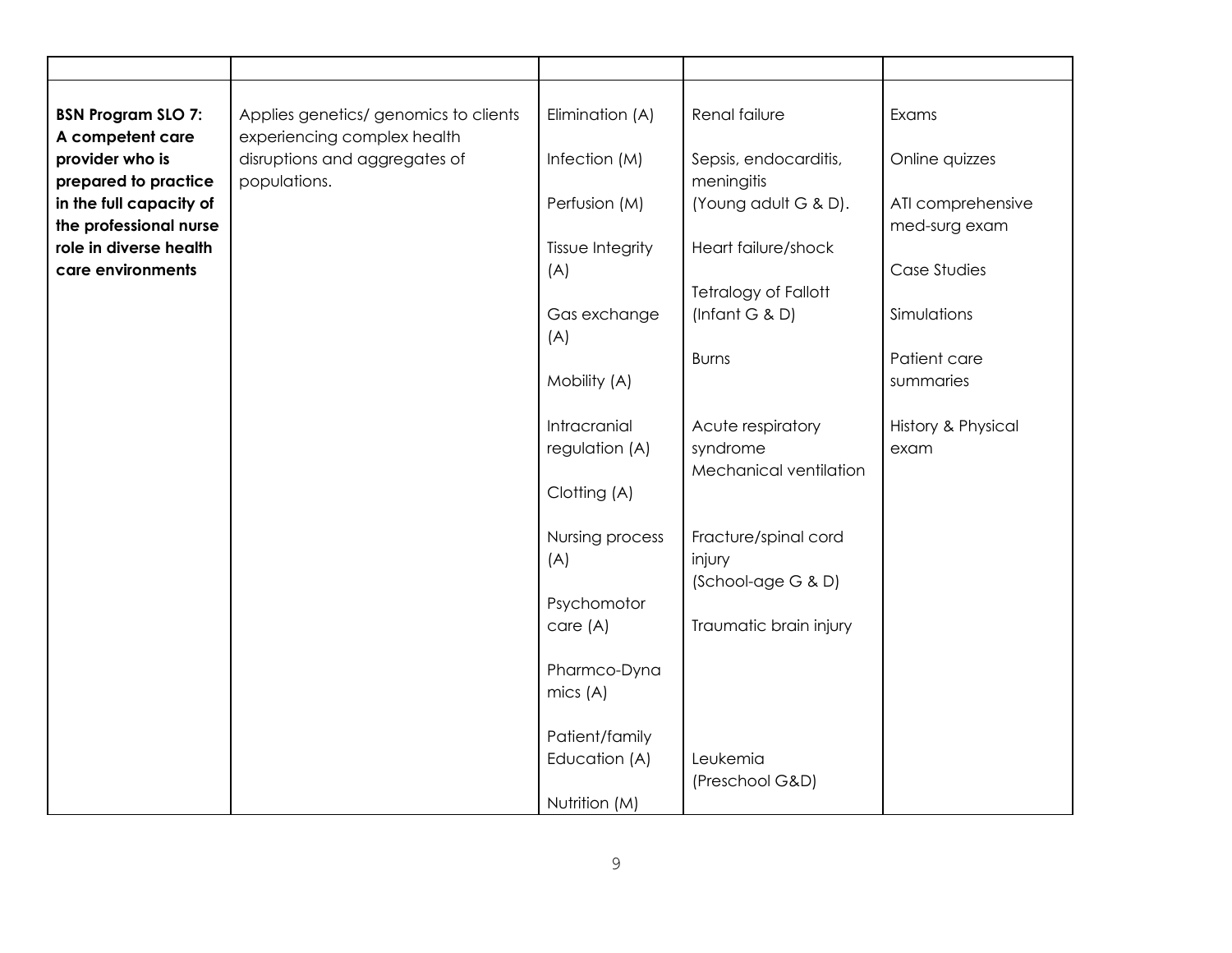| | | | | |
|---|---|---|---|---|
| **BSN Program SLO 7: A competent care provider who is prepared to practice in the full capacity of the professional nurse role in diverse health care environments** | Applies genetics/ genomics to clients experiencing complex health disruptions and aggregates of populations. | Elimination (A)<br><br>Infection (M)<br><br>Perfusion (M)<br><br>Tissue Integrity (A)<br><br>Gas exchange (A)<br><br>Mobility (A)<br><br>Intracranial regulation (A)<br><br>Clotting (A)<br><br>Nursing process (A)<br><br>Psychomotor care (A)<br><br>Pharmco-Dynamics (A)<br><br>Patient/family Education (A)<br><br>Nutrition (M) | Renal failure<br><br>Sepsis, endocarditis, meningitis<br>(Young adult G & D).<br><br>Heart failure/shock<br><br>Tetralogy of Fallott<br>(Infant G & D)<br><br>Burns<br><br>Acute respiratory syndrome<br>Mechanical ventilation<br><br>Fracture/spinal cord injury<br>(School-age G & D)<br><br>Traumatic brain injury<br><br>Leukemia<br>(Preschool G&D) | Exams<br><br>Online quizzes<br><br>ATI comprehensive med-surg exam<br><br>Case Studies<br><br>Simulations<br><br>Patient care summaries<br><br>History & Physical exam |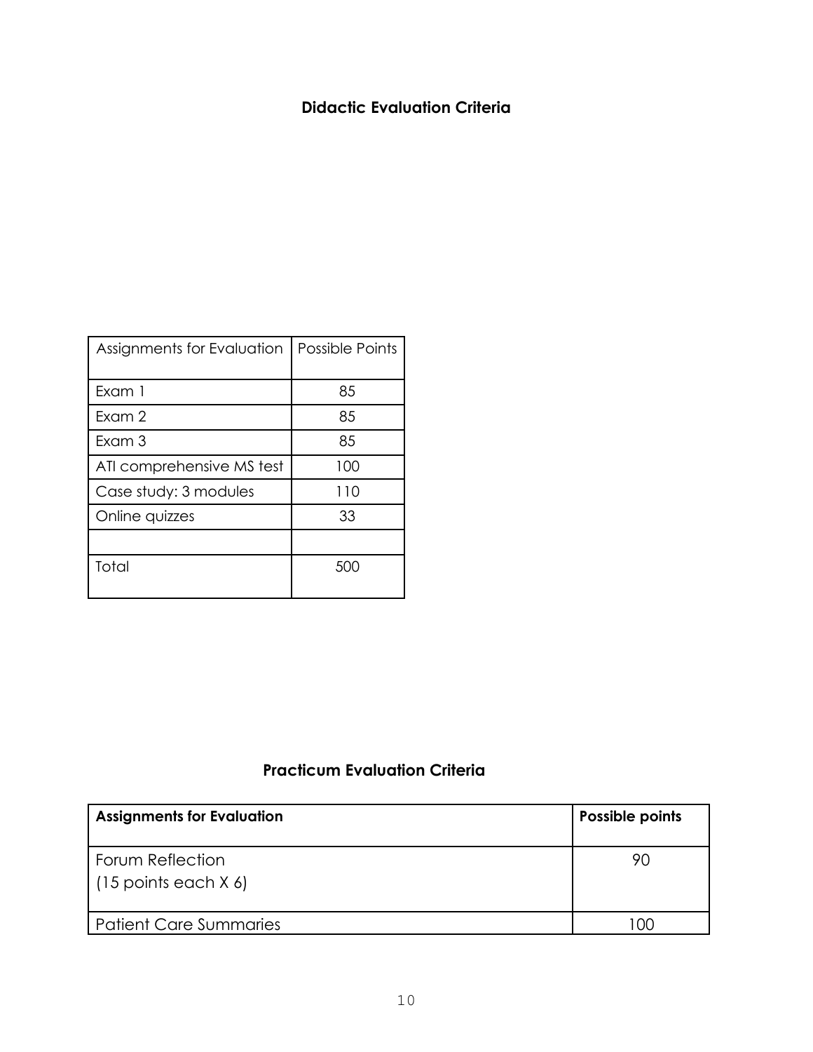## Didactic Evaluation Criteria

| Assignments for Evaluation | Possible Points |
|---|---|
| Exam 1 | 85 |
| Exam 2 | 85 |
| Exam 3 | 85 |
| ATI comprehensive MS test | 100 |
| Case study: 3 modules | 110 |
| Online quizzes | 33 |
| | |
| Total | 500 |

## Practicum Evaluation Criteria

| **Assignments for Evaluation** | **Possible points** |
|---|---|
| Forum Reflection (15 points each X 6) | 90 |
| Patient Care Summaries | 100 |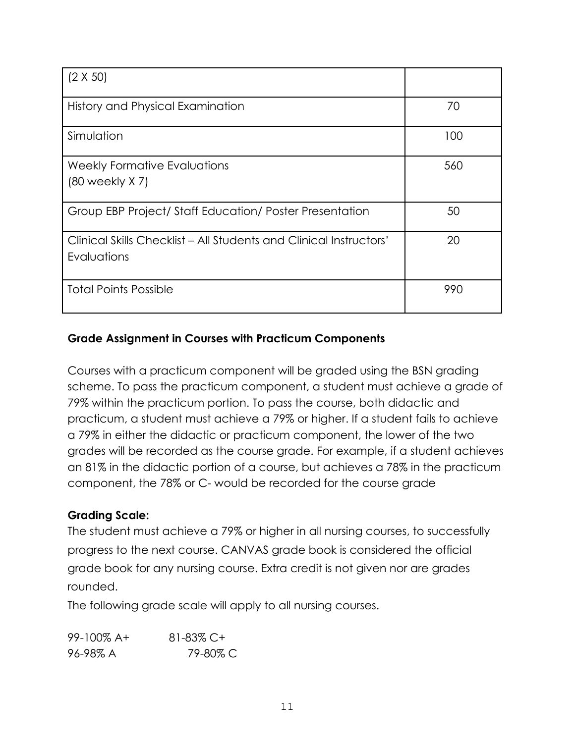| | |
|---|---|
| (2 X 50) | |
| History and Physical Examination | 70 |
| Simulation | 100 |
| Weekly Formative Evaluations<br>(80 weekly X 7) | 560 |
| Group EBP Project/ Staff Education/ Poster Presentation | 50 |
| Clinical Skills Checklist – All Students and Clinical Instructors' Evaluations | 20 |
| Total Points Possible | 990 |

**Grade Assignment in Courses with Practicum Components**

Courses with a practicum component will be graded using the BSN grading scheme. To pass the practicum component, a student must achieve a grade of 79% within the practicum portion. To pass the course, both didactic and practicum, a student must achieve a 79% or higher. If a student fails to achieve a 79% in either the didactic or practicum component, the lower of the two grades will be recorded as the course grade. For example, if a student achieves an 81% in the didactic portion of a course, but achieves a 78% in the practicum component, the 78% or C- would be recorded for the course grade

**Grading Scale:**

The student must achieve a 79% or higher in all nursing courses, to successfully progress to the next course. CANVAS grade book is considered the official grade book for any nursing course. Extra credit is not given nor are grades rounded.

The following grade scale will apply to all nursing courses.

| | |
|---|---|
| 99-100% A+ | 81-83% C+ |
| 96-98% A | 79-80% C |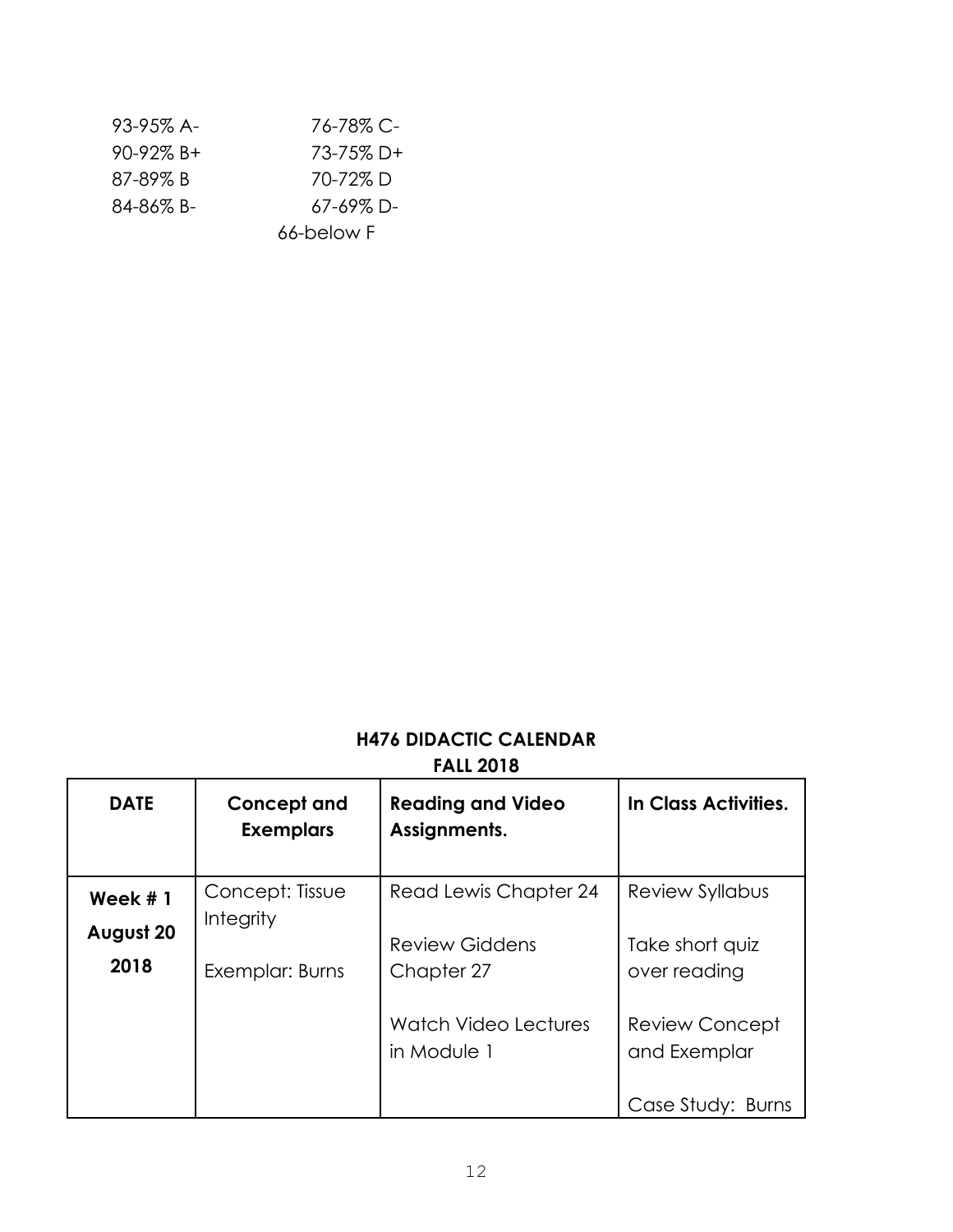| | |
|---|---|
| 93-95% A- | 76-78% C- |
| 90-92% B+ | 73-75% D+ |
| 87-89% B | 70-72% D |
| 84-86% B- | 67-69% D- |
| | 66-below F |

## H476 DIDACTIC CALENDAR
## FALL 2018

| DATE | Concept and Exemplars | Reading and Video Assignments. | In Class Activities. |
|---|---|---|---|
| **Week # 1**<br>**August 20 2018** | Concept: Tissue Integrity<br><br>Exemplar: Burns | Read Lewis Chapter 24<br><br>Review Giddens Chapter 27<br><br>Watch Video Lectures in Module 1 | Review Syllabus<br><br>Take short quiz over reading<br><br>Review Concept and Exemplar<br><br>Case Study: Burns |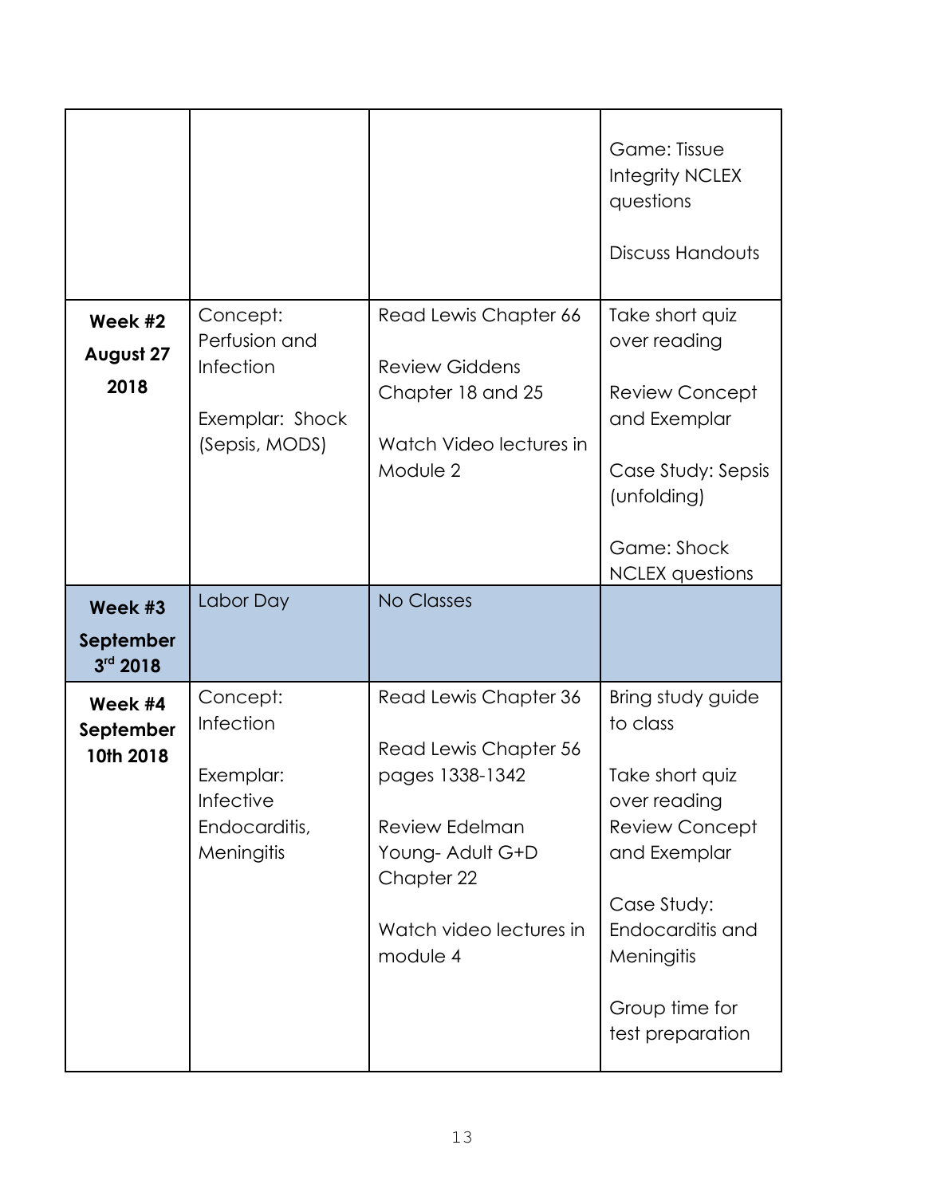| | | | |
|---|---|---|---|
| | | | Game: Tissue Integrity NCLEX questions<br><br>Discuss Handouts |
| **Week #2 August 27 2018** | Concept: Perfusion and Infection<br><br>Exemplar: Shock (Sepsis, MODS) | Read Lewis Chapter 66<br><br>Review Giddens Chapter 18 and 25<br><br>Watch Video lectures in Module 2 | Take short quiz over reading<br><br>Review Concept and Exemplar<br><br>Case Study: Sepsis (unfolding)<br><br>Game: Shock NCLEX questions |
| **Week #3 September 3rd 2018** | Labor Day | No Classes | |
| **Week #4 September 10th 2018** | Concept: Infection<br><br>Exemplar: Infective Endocarditis, Meningitis | Read Lewis Chapter 36<br><br>Read Lewis Chapter 56 pages 1338-1342<br><br>Review Edelman Young- Adult G+D Chapter 22<br><br>Watch video lectures in module 4 | Bring study guide to class<br><br>Take short quiz over reading<br>Review Concept and Exemplar<br><br>Case Study: Endocarditis and Meningitis<br><br>Group time for test preparation |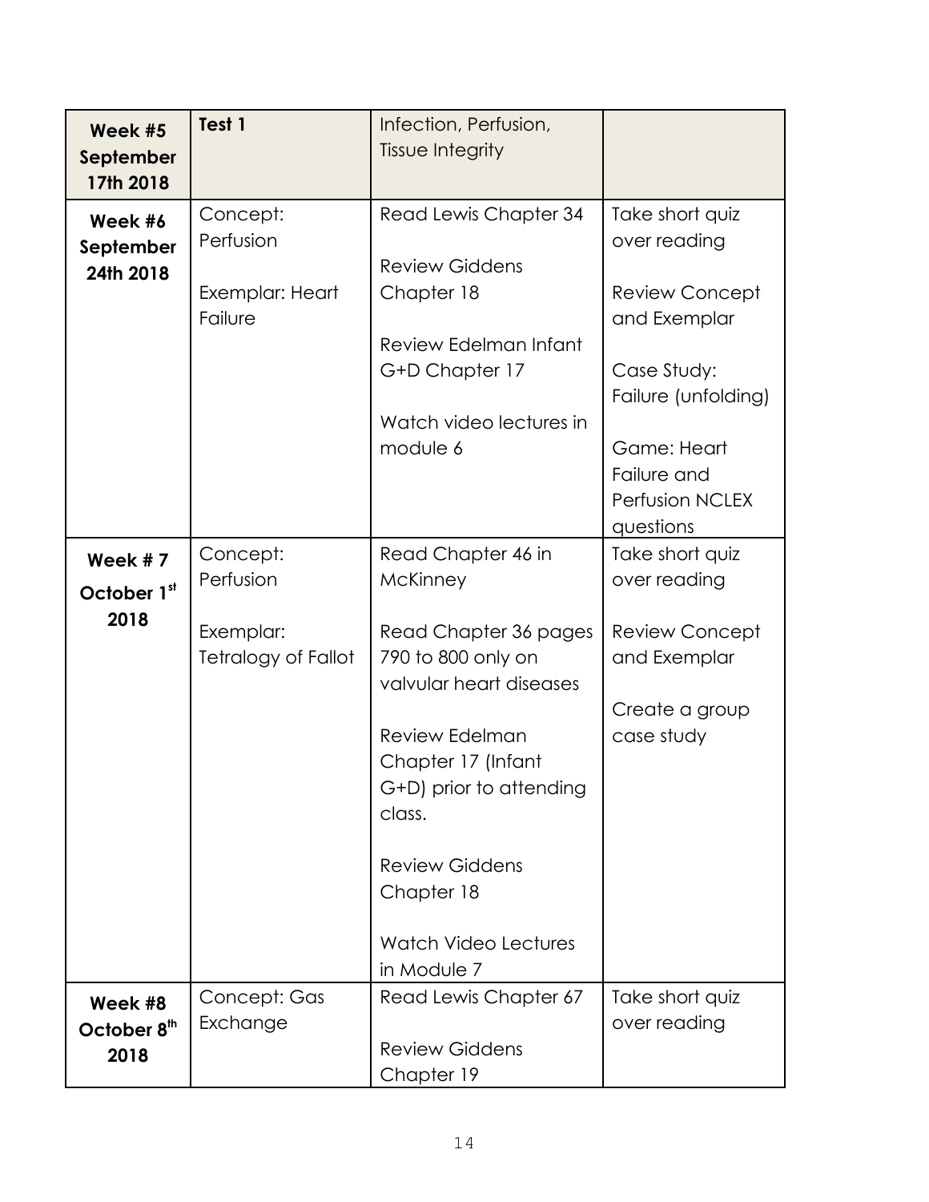| Week #5 September 17th 2018 | **Test 1** | Infection, Perfusion, Tissue Integrity | |
|---|---|---|---|
| **Week #6 September 24th 2018** | Concept: Perfusion<br><br>Exemplar: Heart Failure | Read Lewis Chapter 34<br><br>Review Giddens Chapter 18<br><br>Review Edelman Infant G+D Chapter 17<br><br>Watch video lectures in module 6 | Take short quiz over reading<br><br>Review Concept and Exemplar<br><br>Case Study: Failure (unfolding)<br><br>Game: Heart Failure and Perfusion NCLEX questions |
| **Week # 7 October 1st 2018** | Concept: Perfusion<br><br>Exemplar: Tetralogy of Fallot | Read Chapter 46 in McKinney<br><br>Read Chapter 36 pages 790 to 800 only on valvular heart diseases<br><br>Review Edelman Chapter 17 (Infant G+D) prior to attending class.<br><br>Review Giddens Chapter 18<br><br>Watch Video Lectures in Module 7 | Take short quiz over reading<br><br>Review Concept and Exemplar<br><br>Create a group case study |
| **Week #8 October 8th 2018** | Concept: Gas Exchange | Read Lewis Chapter 67<br><br>Review Giddens Chapter 19 | Take short quiz over reading |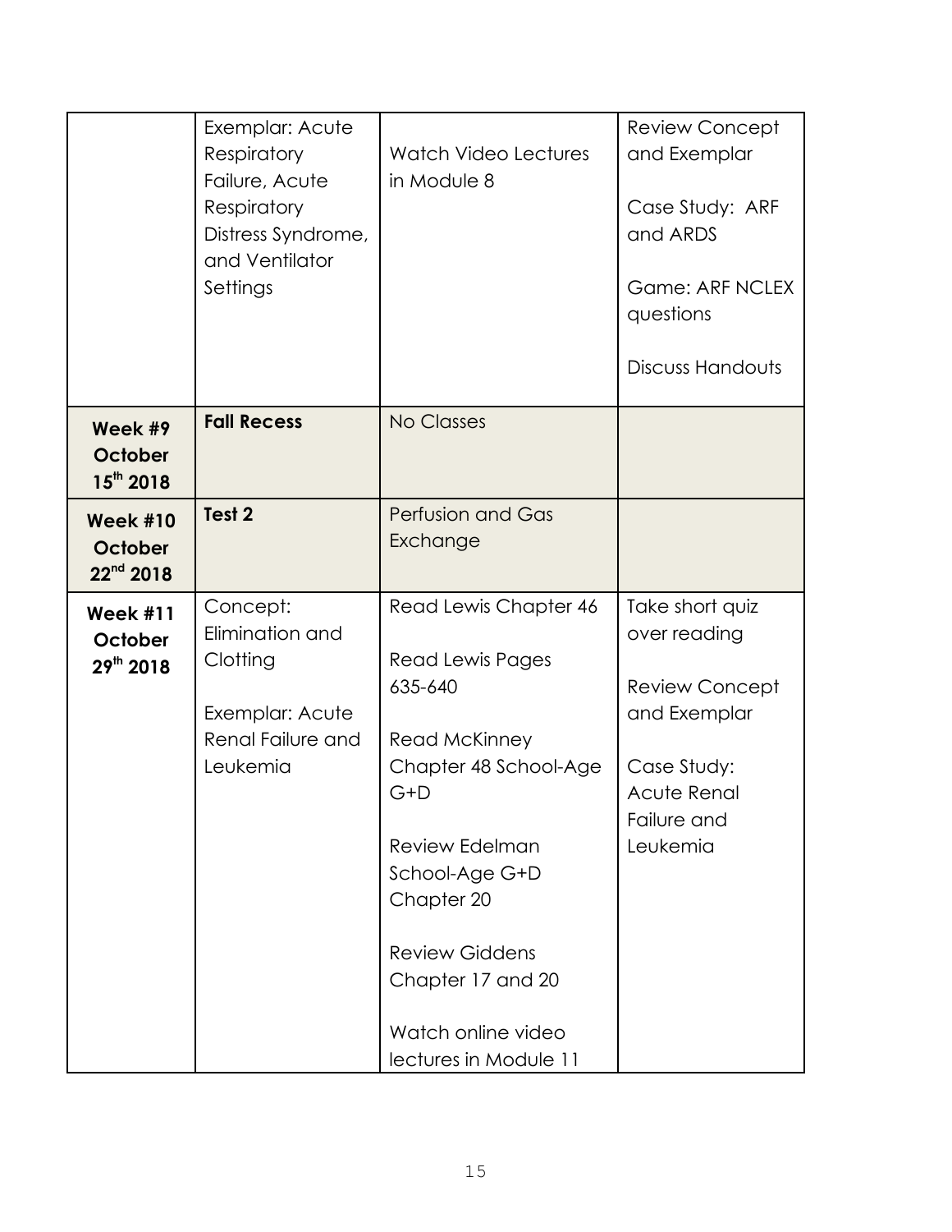| | | | |
|---|---|---|---|
| | Exemplar: Acute Respiratory Failure, Acute Respiratory Distress Syndrome, and Ventilator Settings | Watch Video Lectures in Module 8 | Review Concept and Exemplar<br><br>Case Study: ARF and ARDS<br><br>Game: ARF NCLEX questions<br><br>Discuss Handouts |
| **Week #9 October 15th 2018** | **Fall Recess** | No Classes | |
| **Week #10 October 22nd 2018** | **Test 2** | Perfusion and Gas Exchange | |
| **Week #11 October 29th 2018** | Concept: Elimination and Clotting<br><br>Exemplar: Acute Renal Failure and Leukemia | Read Lewis Chapter 46<br><br>Read Lewis Pages 635-640<br><br>Read McKinney Chapter 48 School-Age G+D<br><br>Review Edelman School-Age G+D Chapter 20<br><br>Review Giddens Chapter 17 and 20<br><br>Watch online video lectures in Module 11 | Take short quiz over reading<br><br>Review Concept and Exemplar<br><br>Case Study: Acute Renal Failure and Leukemia |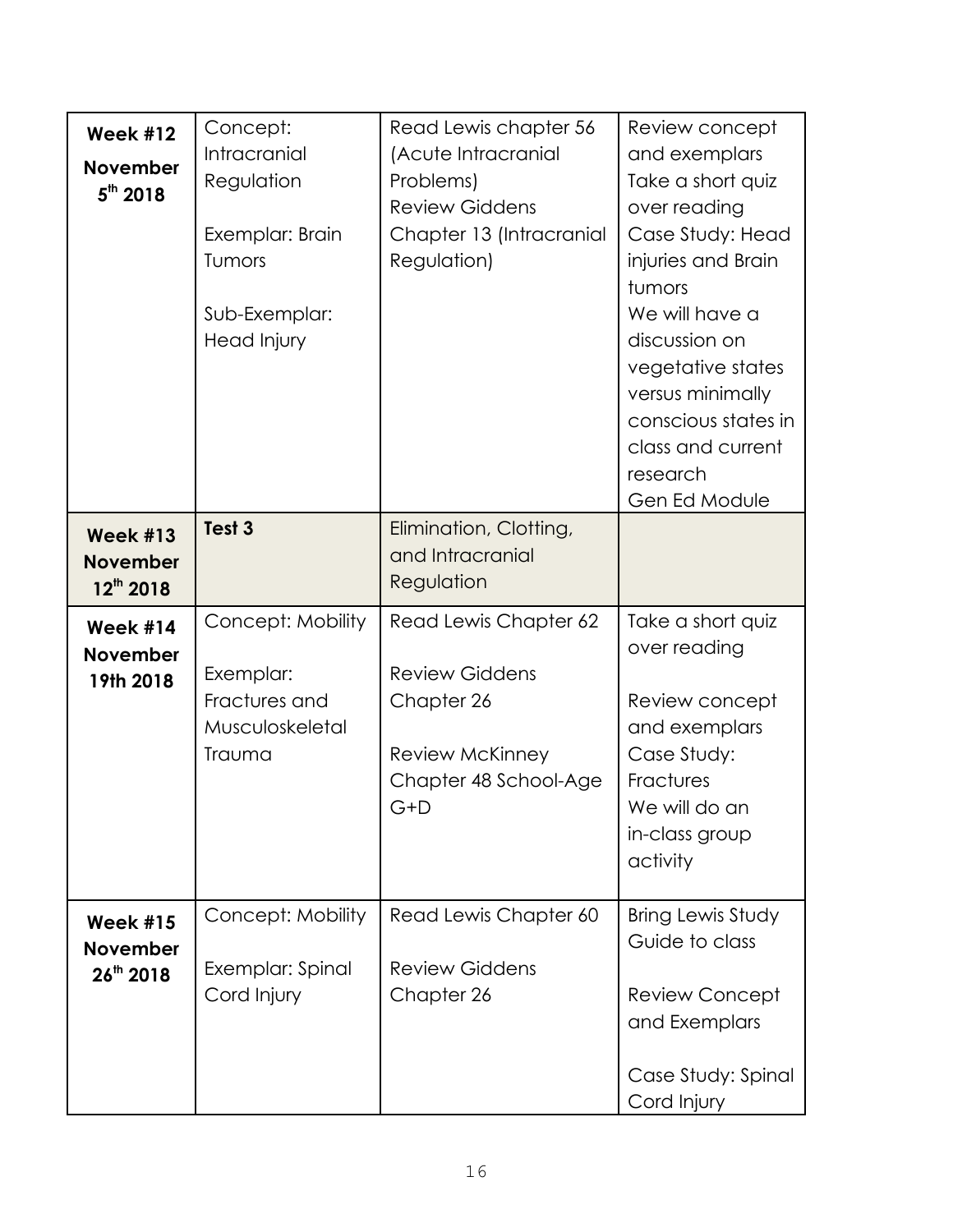| **Week #12 November 5th 2018** | Concept: Intracranial Regulation<br><br>Exemplar: Brain Tumors<br><br>Sub-Exemplar: Head Injury | Read Lewis chapter 56 (Acute Intracranial Problems)<br>Review Giddens Chapter 13 (Intracranial Regulation) | Review concept and exemplars<br>Take a short quiz over reading<br>Case Study: Head injuries and Brain tumors<br>We will have a discussion on vegetative states versus minimally conscious states in class and current research<br>Gen Ed Module |
|---|---|---|---|
| **Week #13 November 12th 2018** | **Test 3** | Elimination, Clotting, and Intracranial Regulation | |
| **Week #14 November 19th 2018** | Concept: Mobility<br><br>Exemplar: Fractures and Musculoskeletal Trauma | Read Lewis Chapter 62<br><br>Review Giddens Chapter 26<br><br>Review McKinney Chapter 48 School-Age G+D | Take a short quiz over reading<br><br>Review concept and exemplars<br>Case Study: Fractures<br>We will do an in-class group activity |
| **Week #15 November 26th 2018** | Concept: Mobility<br><br>Exemplar: Spinal Cord Injury | Read Lewis Chapter 60<br><br>Review Giddens Chapter 26 | Bring Lewis Study Guide to class<br><br>Review Concept and Exemplars<br><br>Case Study: Spinal Cord Injury |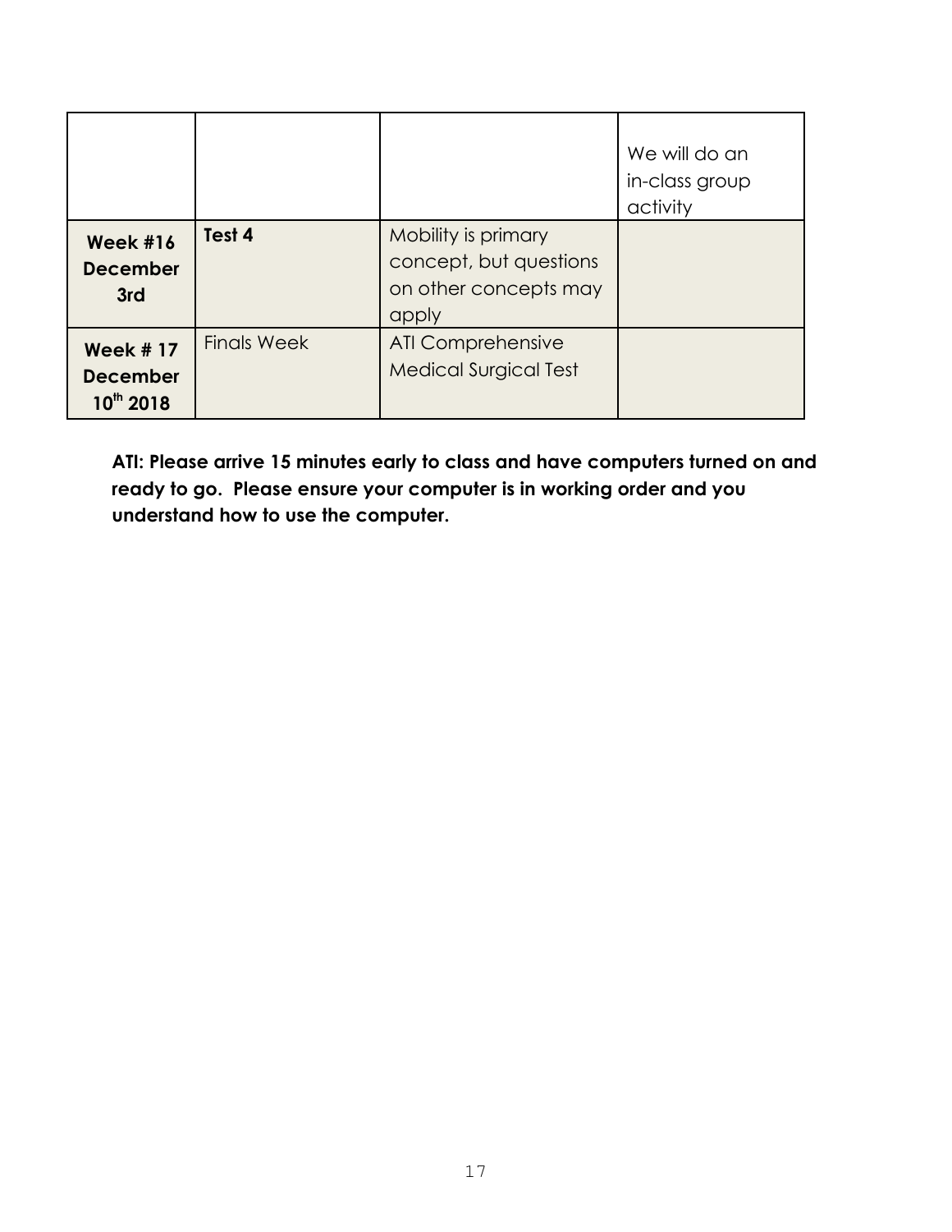| | | | |
|---|---|---|---|
| | | | We will do an in-class group activity |
| **Week #16 December 3rd** | **Test 4** | Mobility is primary concept, but questions on other concepts may apply | |
| **Week # 17 December 10th 2018** | Finals Week | ATI Comprehensive Medical Surgical Test | |

**ATI: Please arrive 15 minutes early to class and have computers turned on and ready to go. Please ensure your computer is in working order and you understand how to use the computer.**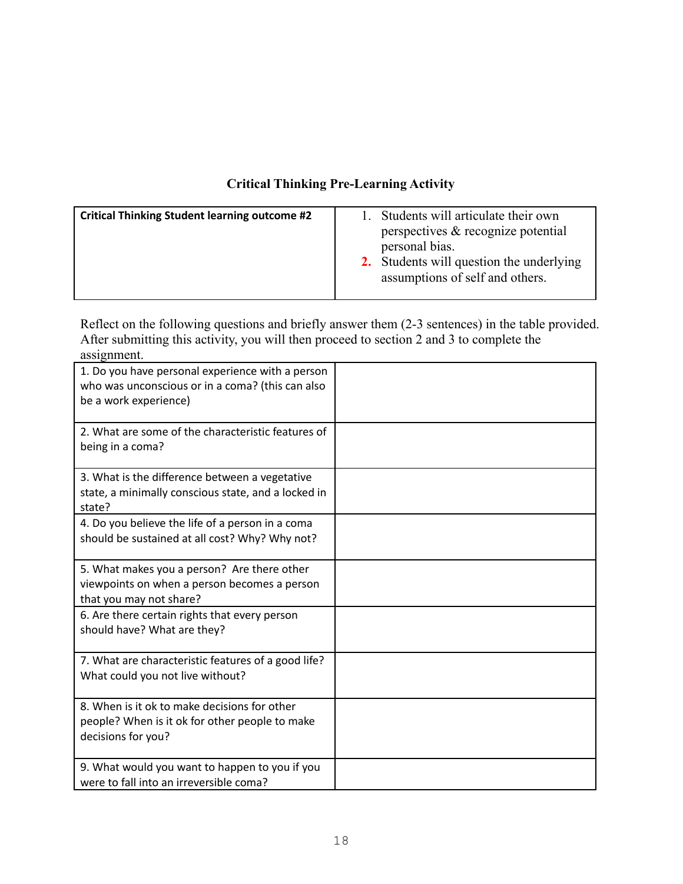## Critical Thinking Pre-Learning Activity

| **Critical Thinking Student learning outcome #2** | 1. Students will articulate their own perspectives & recognize potential personal bias.<br>2. Students will question the underlying assumptions of self and others. |
|---|---|

Reflect on the following questions and briefly answer them (2-3 sentences) in the table provided. After submitting this activity, you will then proceed to section 2 and 3 to complete the assignment.

| | |
|---|---|
| 1. Do you have personal experience with a person who was unconscious or in a coma? (this can also be a work experience) | |
| 2. What are some of the characteristic features of being in a coma? | |
| 3. What is the difference between a vegetative state, a minimally conscious state, and a locked in state? | |
| 4. Do you believe the life of a person in a coma should be sustained at all cost? Why? Why not? | |
| 5. What makes you a person? Are there other viewpoints on when a person becomes a person that you may not share? | |
| 6. Are there certain rights that every person should have? What are they? | |
| 7. What are characteristic features of a good life? What could you not live without? | |
| 8. When is it ok to make decisions for other people? When is it ok for other people to make decisions for you? | |
| 9. What would you want to happen to you if you were to fall into an irreversible coma? | |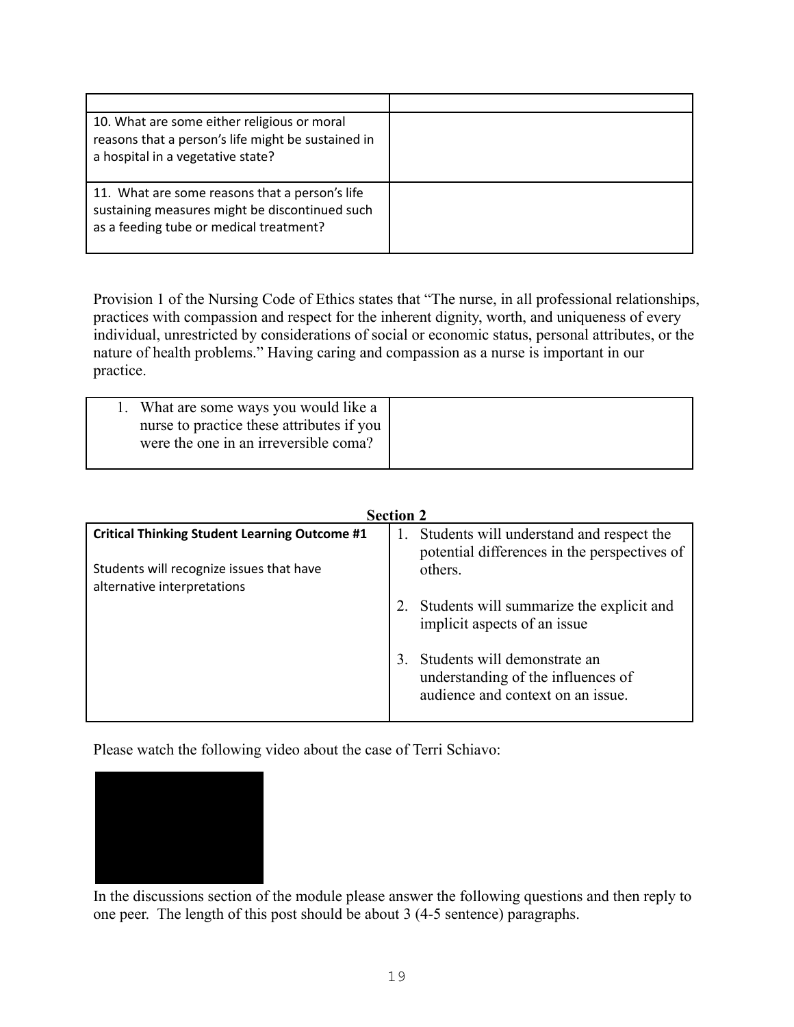| | |
|---|---|
| 10. What are some either religious or moral reasons that a person's life might be sustained in a hospital in a vegetative state? | |
| 11. What are some reasons that a person's life sustaining measures might be discontinued such as a feeding tube or medical treatment? | |

Provision 1 of the Nursing Code of Ethics states that "The nurse, in all professional relationships, practices with compassion and respect for the inherent dignity, worth, and uniqueness of every individual, unrestricted by considerations of social or economic status, personal attributes, or the nature of health problems." Having caring and compassion as a nurse is important in our practice.

| | |
|---|---|
| 1. What are some ways you would like a nurse to practice these attributes if you were the one in an irreversible coma? | |

**Section 2**

| **Critical Thinking Student Learning Outcome #1** | |
|---|---|
| Students will recognize issues that have alternative interpretations | 1. Students will understand and respect the potential differences in the perspectives of others.<br>2. Students will summarize the explicit and implicit aspects of an issue<br>3. Students will demonstrate an understanding of the influences of audience and context on an issue. |

Please watch the following video about the case of Terri Schiavo:

In the discussions section of the module please answer the following questions and then reply to one peer. The length of this post should be about 3 (4-5 sentence) paragraphs.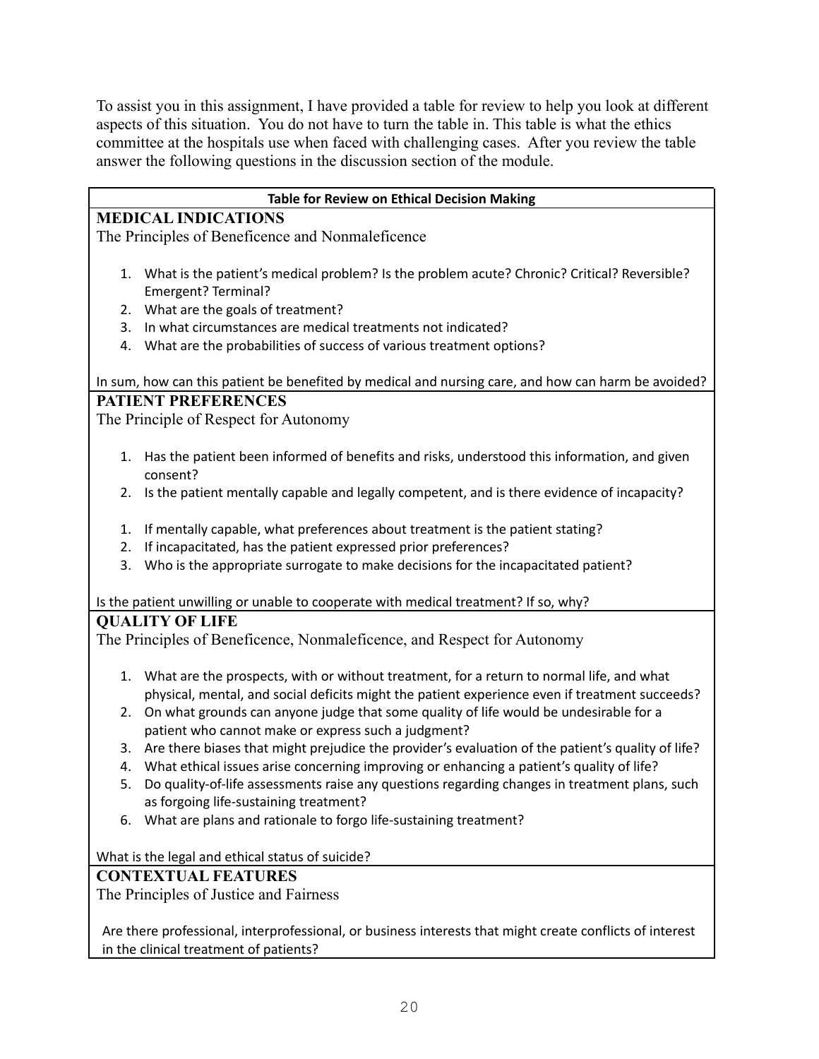To assist you in this assignment, I have provided a table for review to help you look at different aspects of this situation. You do not have to turn the table in. This table is what the ethics committee at the hospitals use when faced with challenging cases. After you review the table answer the following questions in the discussion section of the module.

**Table for Review on Ethical Decision Making**

**MEDICAL INDICATIONS**

The Principles of Beneficence and Nonmaleficence

1. What is the patient's medical problem? Is the problem acute? Chronic? Critical? Reversible? Emergent? Terminal?
2. What are the goals of treatment?
3. In what circumstances are medical treatments not indicated?
4. What are the probabilities of success of various treatment options?

In sum, how can this patient be benefited by medical and nursing care, and how can harm be avoided?

**PATIENT PREFERENCES**

The Principle of Respect for Autonomy

1. Has the patient been informed of benefits and risks, understood this information, and given consent?
2. Is the patient mentally capable and legally competent, and is there evidence of incapacity?

1. If mentally capable, what preferences about treatment is the patient stating?
2. If incapacitated, has the patient expressed prior preferences?
3. Who is the appropriate surrogate to make decisions for the incapacitated patient?

Is the patient unwilling or unable to cooperate with medical treatment? If so, why?

**QUALITY OF LIFE**

The Principles of Beneficence, Nonmaleficence, and Respect for Autonomy

1. What are the prospects, with or without treatment, for a return to normal life, and what physical, mental, and social deficits might the patient experience even if treatment succeeds?
2. On what grounds can anyone judge that some quality of life would be undesirable for a patient who cannot make or express such a judgment?
3. Are there biases that might prejudice the provider's evaluation of the patient's quality of life?
4. What ethical issues arise concerning improving or enhancing a patient's quality of life?
5. Do quality-of-life assessments raise any questions regarding changes in treatment plans, such as forgoing life-sustaining treatment?
6. What are plans and rationale to forgo life-sustaining treatment?

What is the legal and ethical status of suicide?

**CONTEXTUAL FEATURES**

The Principles of Justice and Fairness

Are there professional, interprofessional, or business interests that might create conflicts of interest in the clinical treatment of patients?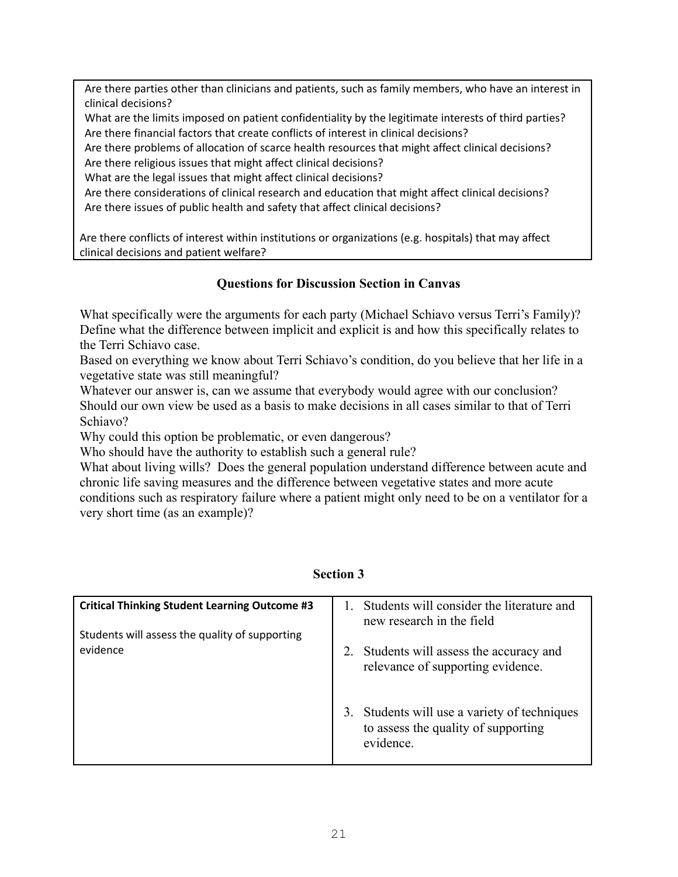Are there parties other than clinicians and patients, such as family members, who have an interest in clinical decisions?
What are the limits imposed on patient confidentiality by the legitimate interests of third parties?
Are there financial factors that create conflicts of interest in clinical decisions?
Are there problems of allocation of scarce health resources that might affect clinical decisions?
Are there religious issues that might affect clinical decisions?
What are the legal issues that might affect clinical decisions?
Are there considerations of clinical research and education that might affect clinical decisions?
Are there issues of public health and safety that affect clinical decisions?

Are there conflicts of interest within institutions or organizations (e.g. hospitals) that may affect clinical decisions and patient welfare?

### Questions for Discussion Section in Canvas

What specifically were the arguments for each party (Michael Schiavo versus Terri's Family)?
Define what the difference between implicit and explicit is and how this specifically relates to the Terri Schiavo case.
Based on everything we know about Terri Schiavo's condition, do you believe that her life in a vegetative state was still meaningful?
Whatever our answer is, can we assume that everybody would agree with our conclusion?
Should our own view be used as a basis to make decisions in all cases similar to that of Terri Schiavo?
Why could this option be problematic, or even dangerous?
Who should have the authority to establish such a general rule?
What about living wills? Does the general population understand difference between acute and chronic life saving measures and the difference between vegetative states and more acute conditions such as respiratory failure where a patient might only need to be on a ventilator for a very short time (as an example)?

## Section 3

| **Critical Thinking Student Learning Outcome #3**<br><br>Students will assess the quality of supporting evidence | 1. Students will consider the literature and new research in the field<br><br>2. Students will assess the accuracy and relevance of supporting evidence.<br><br>3. Students will use a variety of techniques to assess the quality of supporting evidence. |
|---|---|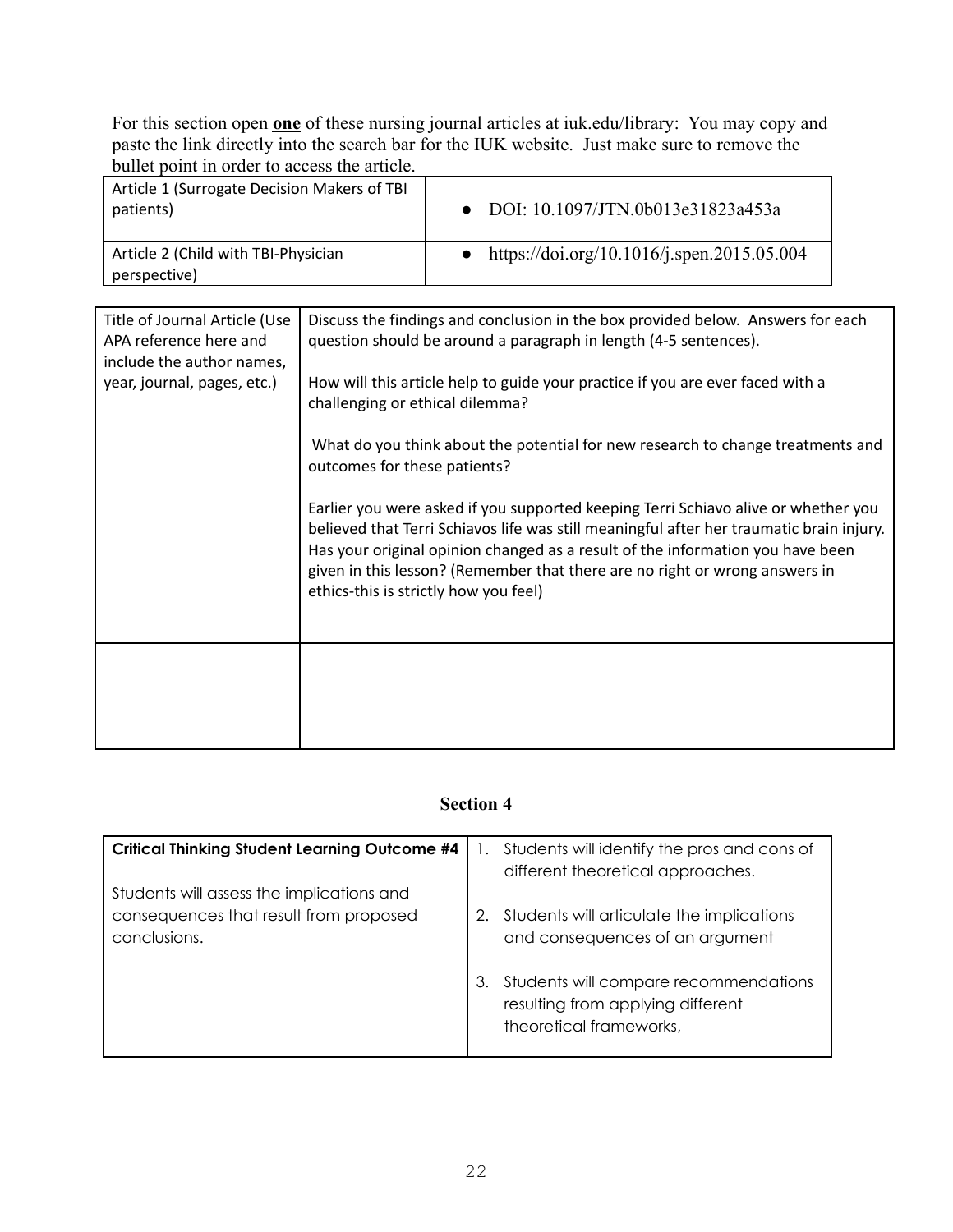For this section open **one** of these nursing journal articles at iuk.edu/library: You may copy and paste the link directly into the search bar for the IUK website. Just make sure to remove the bullet point in order to access the article.

| Article 1 (Surrogate Decision Makers of TBI patients) | • DOI: 10.1097/JTN.0b013e31823a453a |
|---|---|
| Article 2 (Child with TBI-Physician perspective) | • https://doi.org/10.1016/j.spen.2015.05.004 |

| Title of Journal Article (Use APA reference here and include the author names, year, journal, pages, etc.) | Discuss the findings and conclusion in the box provided below. Answers for each question should be around a paragraph in length (4-5 sentences).<br><br>How will this article help to guide your practice if you are ever faced with a challenging or ethical dilemma?<br><br>What do you think about the potential for new research to change treatments and outcomes for these patients?<br><br>Earlier you were asked if you supported keeping Terri Schiavo alive or whether you believed that Terri Schiavos life was still meaningful after her traumatic brain injury. Has your original opinion changed as a result of the information you have been given in this lesson? (Remember that there are no right or wrong answers in ethics-this is strictly how you feel) |
|---|---|
| | |

## Section 4

| **Critical Thinking Student Learning Outcome #4**<br><br>Students will assess the implications and consequences that result from proposed conclusions. | 1. Students will identify the pros and cons of different theoretical approaches.<br><br>2. Students will articulate the implications and consequences of an argument<br><br>3. Students will compare recommendations resulting from applying different theoretical frameworks, |
|---|---|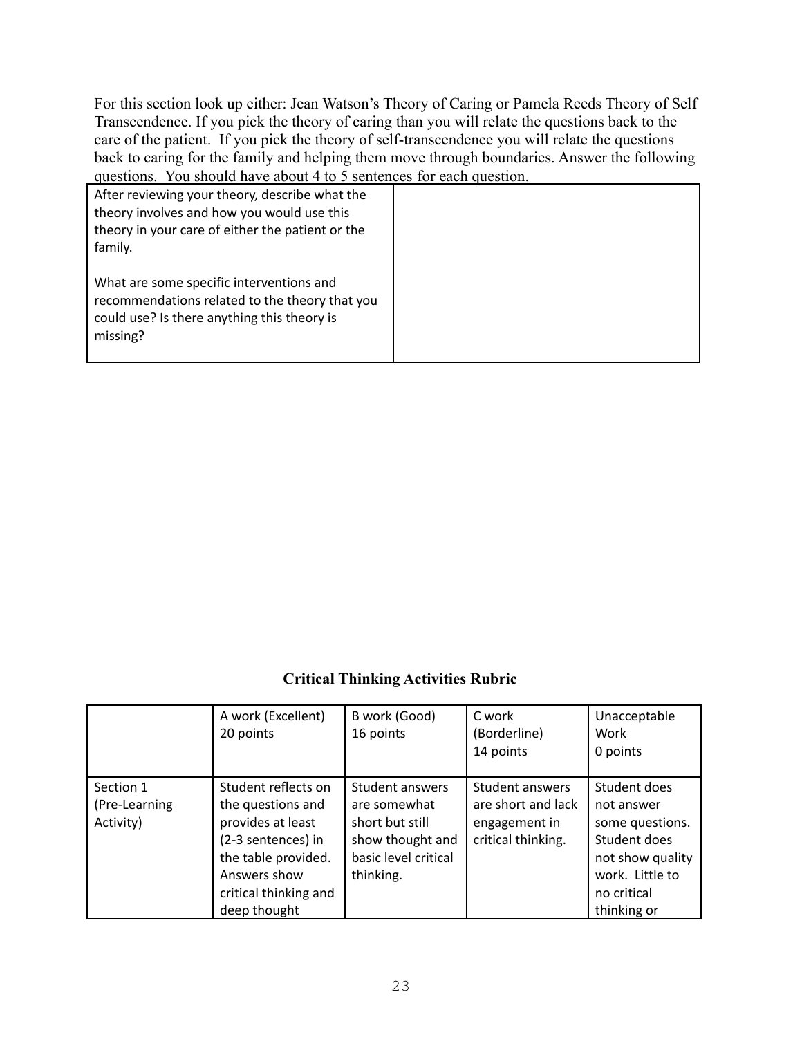For this section look up either: Jean Watson's Theory of Caring or Pamela Reeds Theory of Self Transcendence. If you pick the theory of caring than you will relate the questions back to the care of the patient. If you pick the theory of self-transcendence you will relate the questions back to caring for the family and helping them move through boundaries. Answer the following questions. You should have about 4 to 5 sentences for each question.

| | |
|---|---|
| After reviewing your theory, describe what the theory involves and how you would use this theory in your care of either the patient or the family.<br><br>What are some specific interventions and recommendations related to the theory that you could use? Is there anything this theory is missing? | |

## Critical Thinking Activities Rubric

| | A work (Excellent)<br>20 points | B work (Good)<br>16 points | C work (Borderline)<br>14 points | Unacceptable Work<br>0 points |
|---|---|---|---|---|
| Section 1 (Pre-Learning Activity) | Student reflects on the questions and provides at least (2-3 sentences) in the table provided. Answers show critical thinking and deep thought | Student answers are somewhat short but still show thought and basic level critical thinking. | Student answers are short and lack engagement in critical thinking. | Student does not answer some questions. Student does not show quality work. Little to no critical thinking or |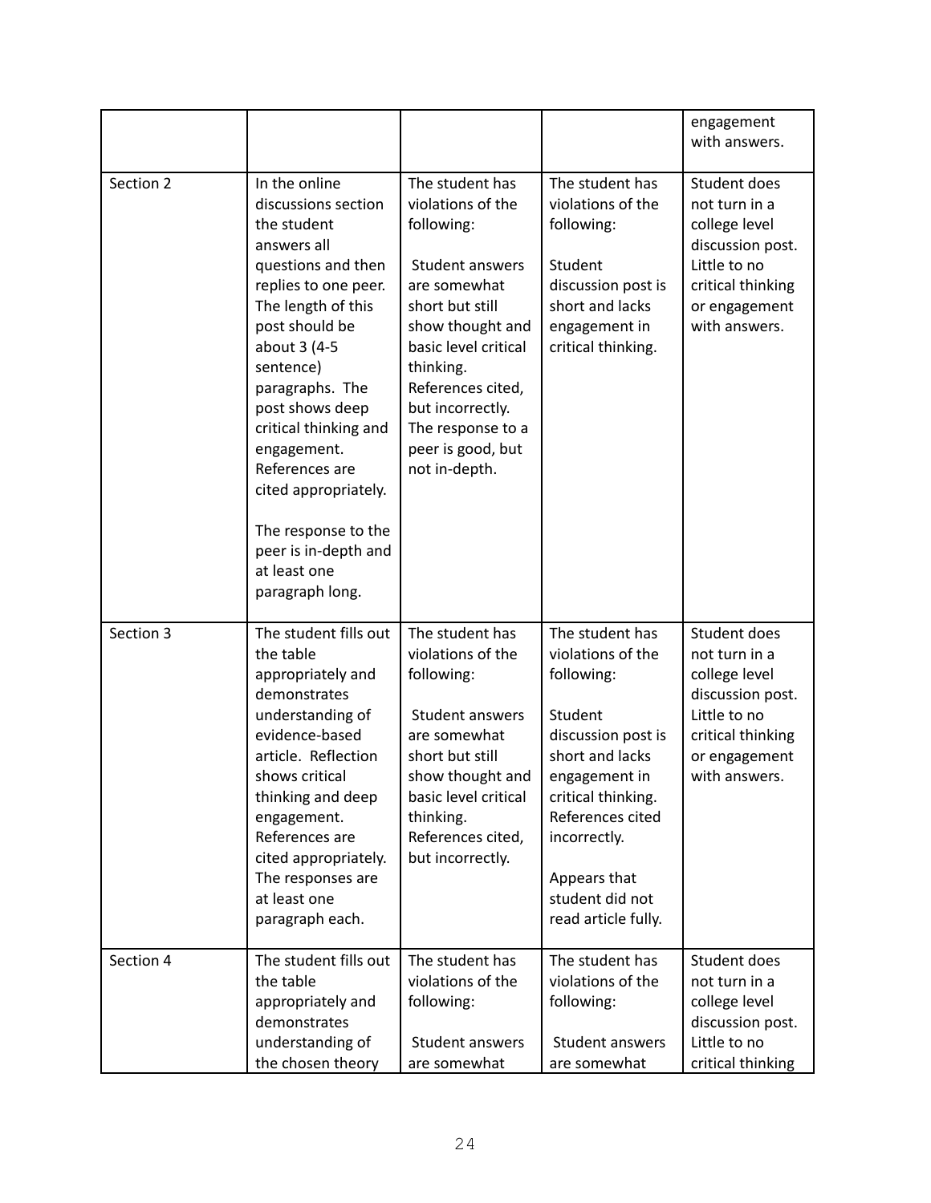| | | | | |
|---|---|---|---|---|
| | | | | engagement with answers. |
| Section 2 | In the online discussions section the student answers all questions and then replies to one peer. The length of this post should be about 3 (4-5 sentence) paragraphs. The post shows deep critical thinking and engagement. References are cited appropriately.<br><br>The response to the peer is in-depth and at least one paragraph long. | The student has violations of the following:<br><br>Student answers are somewhat short but still show thought and basic level critical thinking. References cited, but incorrectly. The response to a peer is good, but not in-depth. | The student has violations of the following:<br><br>Student discussion post is short and lacks engagement in critical thinking. | Student does not turn in a college level discussion post. Little to no critical thinking or engagement with answers. |
| Section 3 | The student fills out the table appropriately and demonstrates understanding of evidence-based article. Reflection shows critical thinking and deep engagement. References are cited appropriately. The responses are at least one paragraph each. | The student has violations of the following:<br><br>Student answers are somewhat short but still show thought and basic level critical thinking. References cited, but incorrectly. | The student has violations of the following:<br><br>Student discussion post is short and lacks engagement in critical thinking. References cited incorrectly.<br><br>Appears that student did not read article fully. | Student does not turn in a college level discussion post. Little to no critical thinking or engagement with answers. |
| Section 4 | The student fills out the table appropriately and demonstrates understanding of the chosen theory | The student has violations of the following:<br><br>Student answers are somewhat | The student has violations of the following:<br><br>Student answers are somewhat | Student does not turn in a college level discussion post. Little to no critical thinking |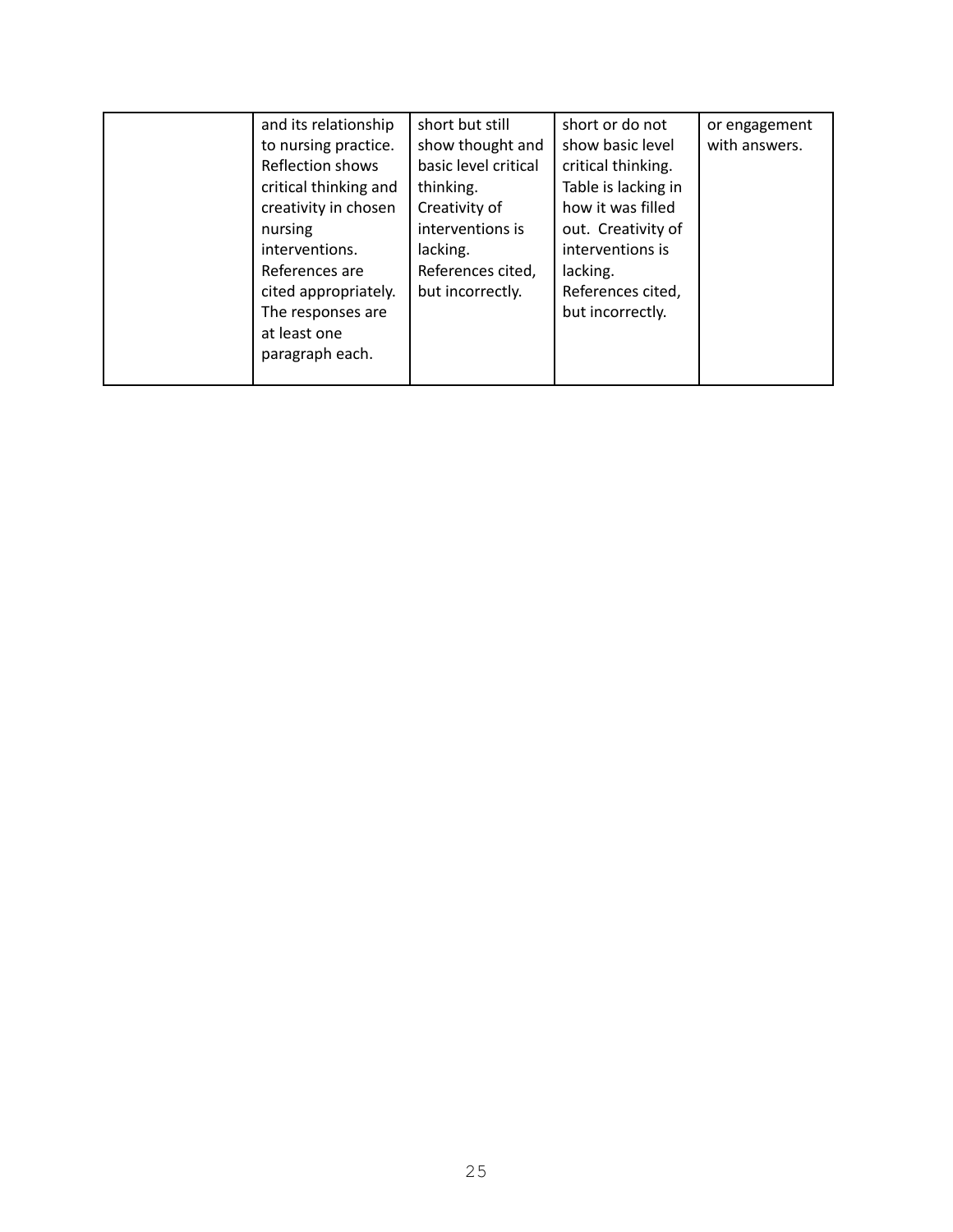| | | | | |
|---|---|---|---|---|
| | and its relationship to nursing practice. Reflection shows critical thinking and creativity in chosen nursing interventions. References are cited appropriately. The responses are at least one paragraph each. | short but still show thought and basic level critical thinking. Creativity of interventions is lacking. References cited, but incorrectly. | short or do not show basic level critical thinking. Table is lacking in how it was filled out. Creativity of interventions is lacking. References cited, but incorrectly. | or engagement with answers. |